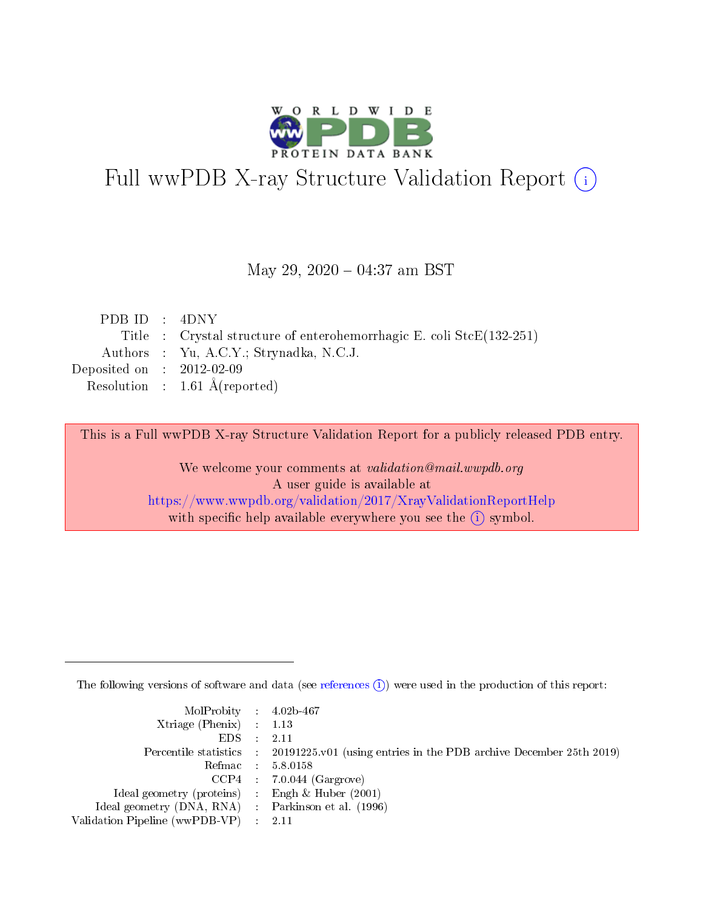# Full wwPDB X-ray Structure Validation Report (i)

May 29, 2020 – 04:37 am BST

| | | |
|---|---|---|
| PDB ID | : | 4DNY |
| Title | : | Crystal structure of enterohemorrhagic E. coli StcE(132-251) |
| Authors | : | Yu, A.C.Y.; Strynadka, N.C.J. |
| Deposited on | : | 2012-02-09 |
| Resolution | : | 1.61 Å(reported) |

This is a Full wwPDB X-ray Structure Validation Report for a publicly released PDB entry.

We welcome your comments at *validation@mail.wwpdb.org*
A user guide is available at
https://www.wwpdb.org/validation/2017/XrayValidationReportHelp
with specific help available everywhere you see the (i) symbol.

---

The following versions of software and data (see references (i)) were used in the production of this report:

| | | |
|---|---|---|
| MolProbity | : | 4.02b-467 |
| Xtriage (Phenix) | : | 1.13 |
| EDS | : | 2.11 |
| Percentile statistics | : | 20191225.v01 (using entries in the PDB archive December 25th 2019) |
| Refmac | : | 5.8.0158 |
| CCP4 | : | 7.0.044 (Gargrove) |
| Ideal geometry (proteins) | : | Engh & Huber (2001) |
| Ideal geometry (DNA, RNA) | : | Parkinson et al. (1996) |
| Validation Pipeline (wwPDB-VP) | : | 2.11 |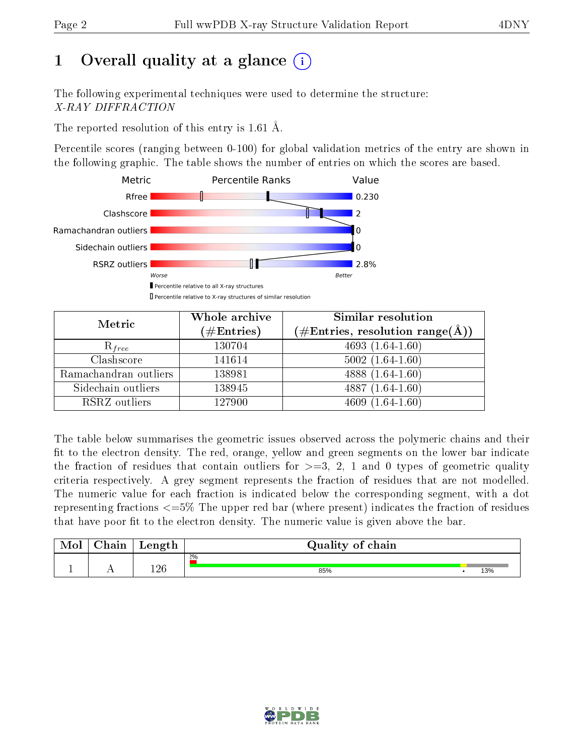# 1 Overall quality at a glance

The following experimental techniques were used to determine the structure:
*X-RAY DIFFRACTION*

The reported resolution of this entry is 1.61 Å.

Percentile scores (ranging between 0-100) for global validation metrics of the entry are shown in the following graphic. The table shows the number of entries on which the scores are based.

| Metric | Value |
|---|---|
| Rfree | 0.230 |
| Clashscore | 2 |
| Ramachandran outliers | 0 |
| Sidechain outliers | 0 |
| RSRZ outliers | 2.8% |

| Metric | Whole archive (#Entries) | Similar resolution (#Entries, resolution range(Å)) |
|---|---|---|
| $R_{free}$ | 130704 | 4693 (1.64-1.60) |
| Clashscore | 141614 | 5002 (1.64-1.60) |
| Ramachandran outliers | 138981 | 4888 (1.64-1.60) |
| Sidechain outliers | 138945 | 4887 (1.64-1.60) |
| RSRZ outliers | 127900 | 4609 (1.64-1.60) |

The table below summarises the geometric issues observed across the polymeric chains and their fit to the electron density. The red, orange, yellow and green segments on the lower bar indicate the fraction of residues that contain outliers for >=3, 2, 1 and 0 types of geometric quality criteria respectively. A grey segment represents the fraction of residues that are not modelled. The numeric value for each fraction is indicated below the corresponding segment, with a dot representing fractions <=5% The upper red bar (where present) indicates the fraction of residues that have poor fit to the electron density. The numeric value is given above the bar.

| Mol | Chain | Length | Quality of chain |
|---|---|---|---|
| 1 | A | 126 | 2% / 85% • 13% |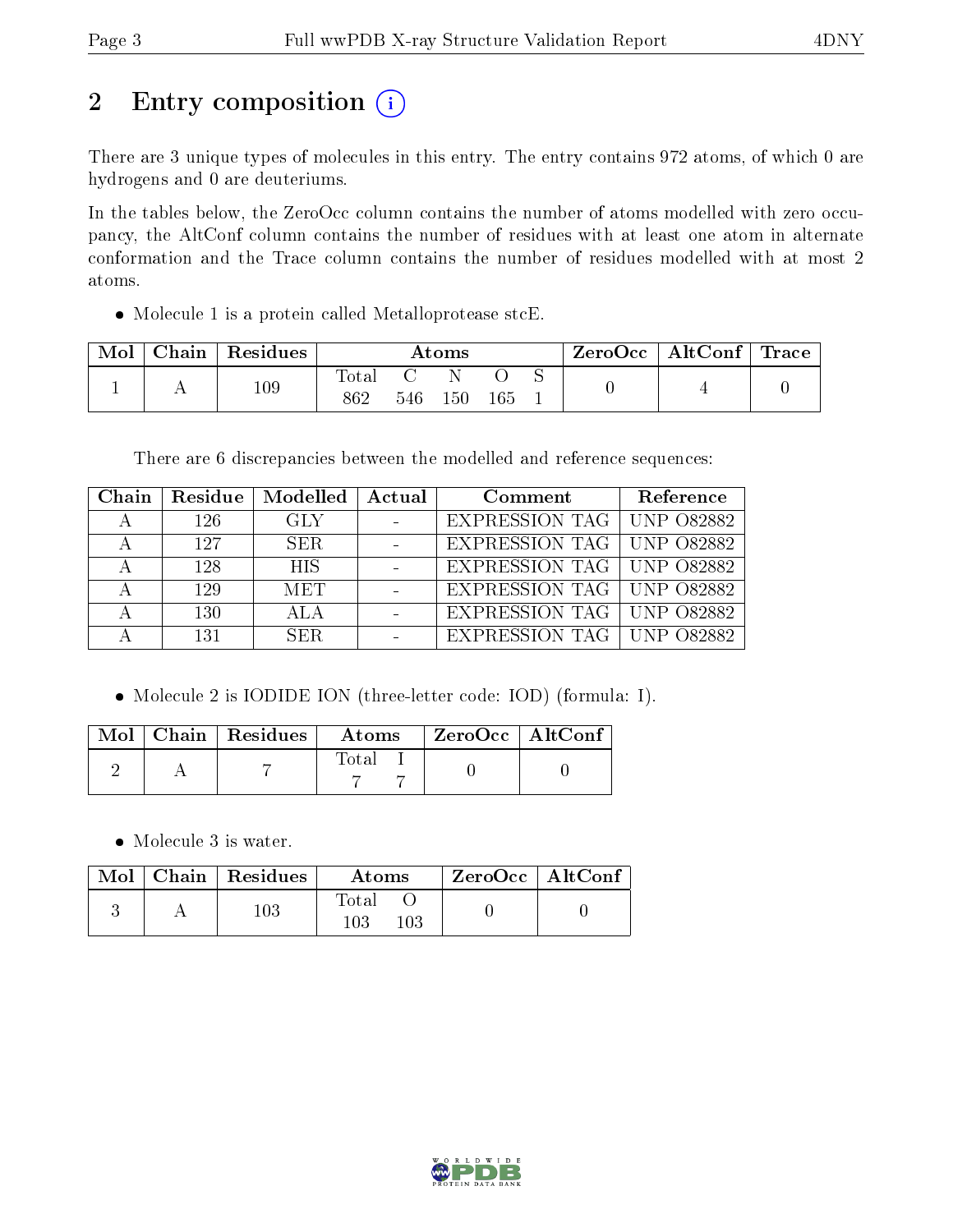# 2 Entry composition (i)

There are 3 unique types of molecules in this entry. The entry contains 972 atoms, of which 0 are hydrogens and 0 are deuteriums.

In the tables below, the ZeroOcc column contains the number of atoms modelled with zero occupancy, the AltConf column contains the number of residues with at least one atom in alternate conformation and the Trace column contains the number of residues modelled with at most 2 atoms.

- Molecule 1 is a protein called Metalloprotease stcE.

| Mol | Chain | Residues | Atoms | | | | | ZeroOcc | AltConf | Trace |
|---|---|---|---|---|---|---|---|---|---|---|
| | | | Total | C | N | O | S | | | |
| 1 | A | 109 | 862 | 546 | 150 | 165 | 1 | 0 | 4 | 0 |

There are 6 discrepancies between the modelled and reference sequences:

| Chain | Residue | Modelled | Actual | Comment | Reference |
|---|---|---|---|---|---|
| A | 126 | GLY | - | EXPRESSION TAG | UNP O82882 |
| A | 127 | SER | - | EXPRESSION TAG | UNP O82882 |
| A | 128 | HIS | - | EXPRESSION TAG | UNP O82882 |
| A | 129 | MET | - | EXPRESSION TAG | UNP O82882 |
| A | 130 | ALA | - | EXPRESSION TAG | UNP O82882 |
| A | 131 | SER | - | EXPRESSION TAG | UNP O82882 |

- Molecule 2 is IODIDE ION (three-letter code: IOD) (formula: I).

| Mol | Chain | Residues | Atoms | | ZeroOcc | AltConf |
|---|---|---|---|---|---|---|
| | | | Total | I | | |
| 2 | A | 7 | 7 | 7 | 0 | 0 |

- Molecule 3 is water.

| Mol | Chain | Residues | Atoms | | ZeroOcc | AltConf |
|---|---|---|---|---|---|---|
| | | | Total | O | | |
| 3 | A | 103 | 103 | 103 | 0 | 0 |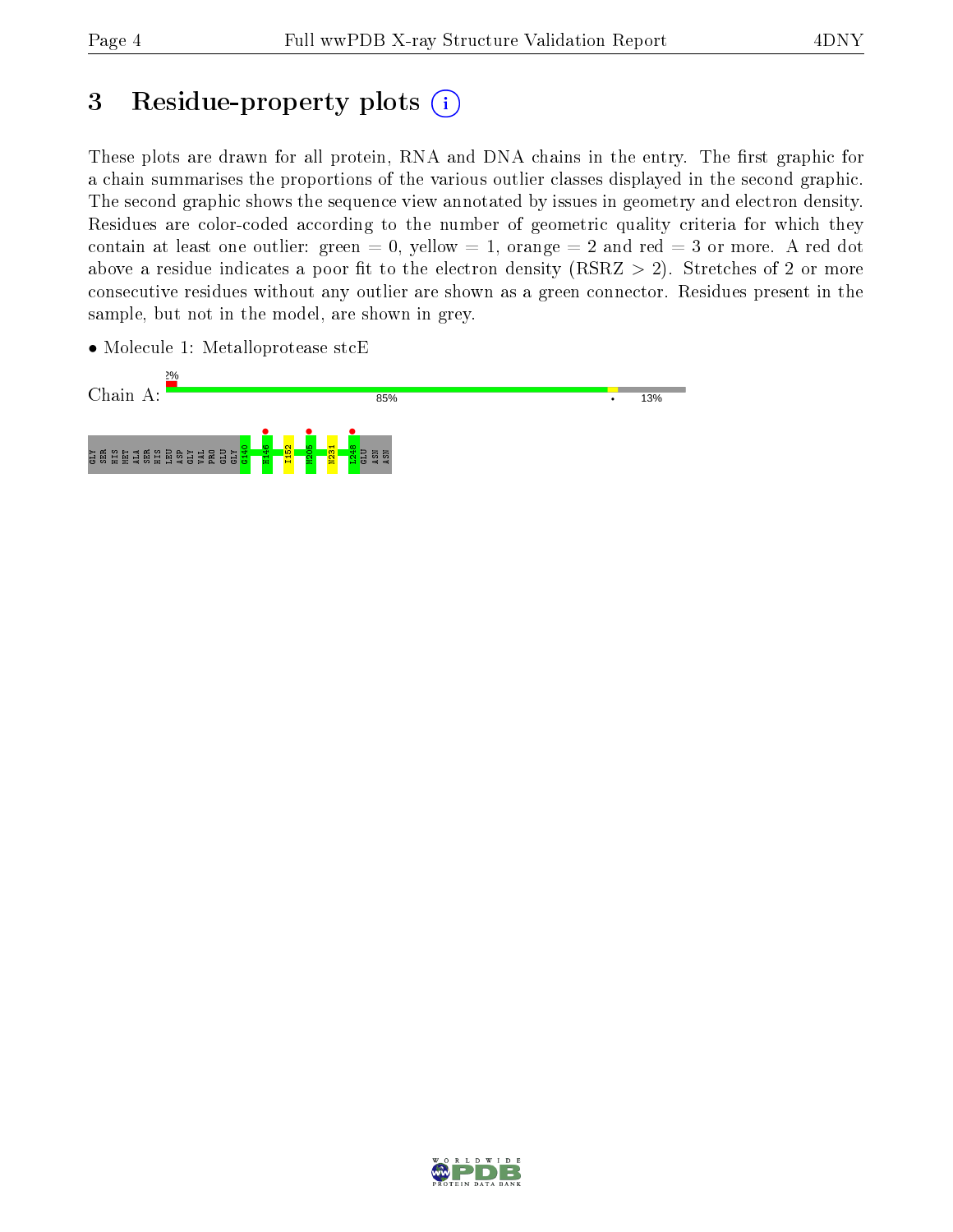# 3 Residue-property plots (i)

These plots are drawn for all protein, RNA and DNA chains in the entry. The first graphic for a chain summarises the proportions of the various outlier classes displayed in the second graphic. The second graphic shows the sequence view annotated by issues in geometry and electron density. Residues are color-coded according to the number of geometric quality criteria for which they contain at least one outlier: green = 0, yellow = 1, orange = 2 and red = 3 or more. A red dot above a residue indicates a poor fit to the electron density (RSRZ > 2). Stretches of 2 or more consecutive residues without any outlier are shown as a green connector. Residues present in the sample, but not in the model, are shown in grey.

- Molecule 1: Metalloprotease stcE

Chain A: 2% 85% • 13%

GLY SER HIS MET ALA SER HIS LEU ASP GLY VAL PRO GLU GLY G140 H146 I152 M205 N231 L248 GLU ASN ASN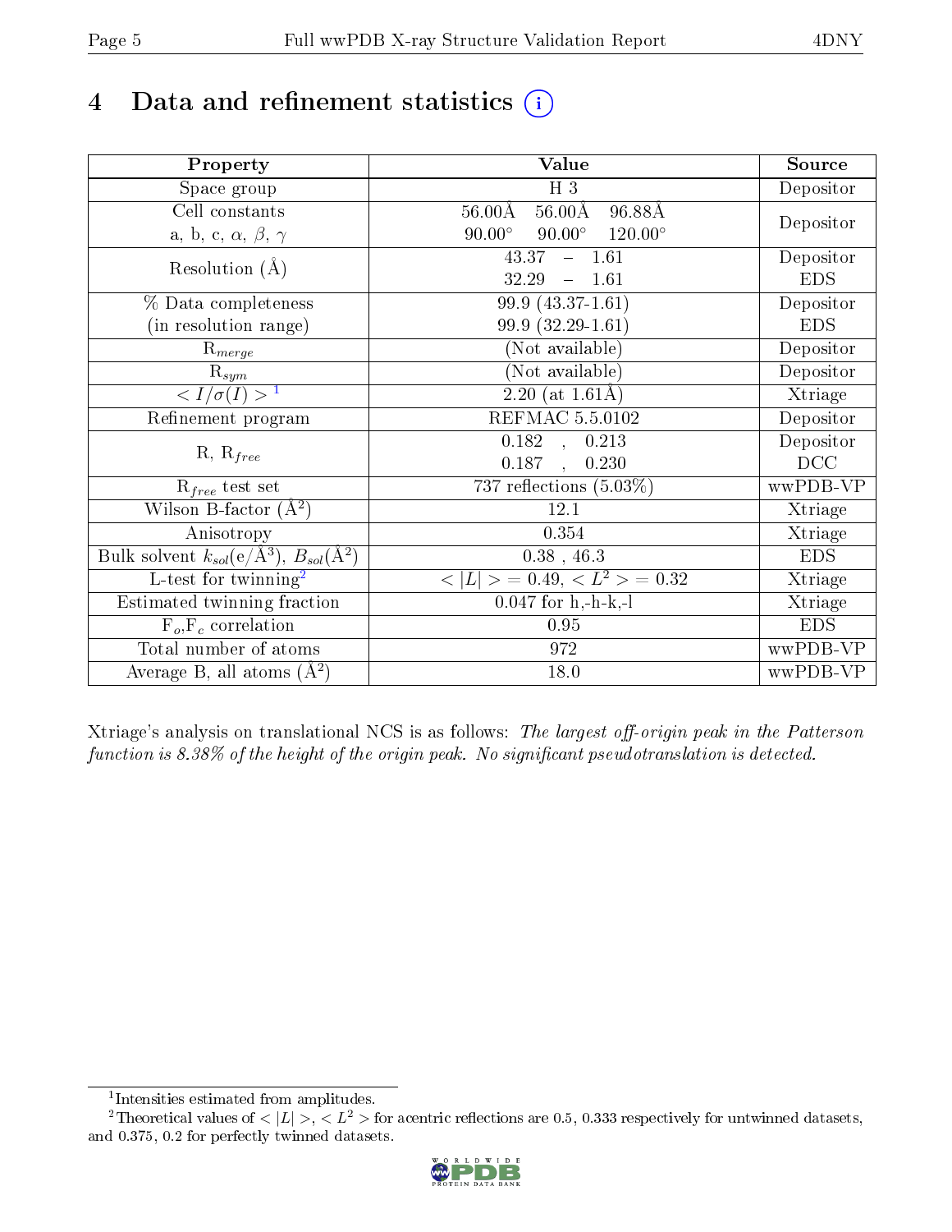# 4 Data and refinement statistics (i)

| Property | Value | Source |
|---|---|---|
| Space group | H 3 | Depositor |
| Cell constants<br>a, b, c, $\alpha$, $\beta$, $\gamma$ | 56.00Å 56.00Å 96.88Å<br>90.00° 90.00° 120.00° | Depositor |
| Resolution (Å) | 43.37 – 1.61<br>32.29 – 1.61 | Depositor<br>EDS |
| % Data completeness<br>(in resolution range) | 99.9 (43.37-1.61)<br>99.9 (32.29-1.61) | Depositor<br>EDS |
| $R_{merge}$ | (Not available) | Depositor |
| $R_{sym}$ | (Not available) | Depositor |
| $< I/\sigma(I) >$ [1] | 2.20 (at 1.61Å) | Xtriage |
| Refinement program | REFMAC 5.5.0102 | Depositor |
| R, $R_{free}$ | 0.182 , 0.213<br>0.187 , 0.230 | Depositor<br>DCC |
| $R_{free}$ test set | 737 reflections (5.03%) | wwPDB-VP |
| Wilson B-factor ($Å^2$) | 12.1 | Xtriage |
| Anisotropy | 0.354 | Xtriage |
| Bulk solvent $k_{sol}$(e/$Å^3$), $B_{sol}$($Å^2$) | 0.38 , 46.3 | EDS |
| L-test for twinning[2] | $< \lvert L \rvert >$ = 0.49, $< L^2 >$ = 0.32 | Xtriage |
| Estimated twinning fraction | 0.047 for h,-h-k,-l | Xtriage |
| $F_o$,$F_c$ correlation | 0.95 | EDS |
| Total number of atoms | 972 | wwPDB-VP |
| Average B, all atoms ($Å^2$) | 18.0 | wwPDB-VP |

Xtriage's analysis on translational NCS is as follows: *The largest off-origin peak in the Patterson function is 8.38% of the height of the origin peak. No significant pseudotranslation is detected.*

[1] Intensities estimated from amplitudes.

[2] Theoretical values of $< \lvert L \rvert >$, $< L^2 >$ for acentric reflections are 0.5, 0.333 respectively for untwinned datasets, and 0.375, 0.2 for perfectly twinned datasets.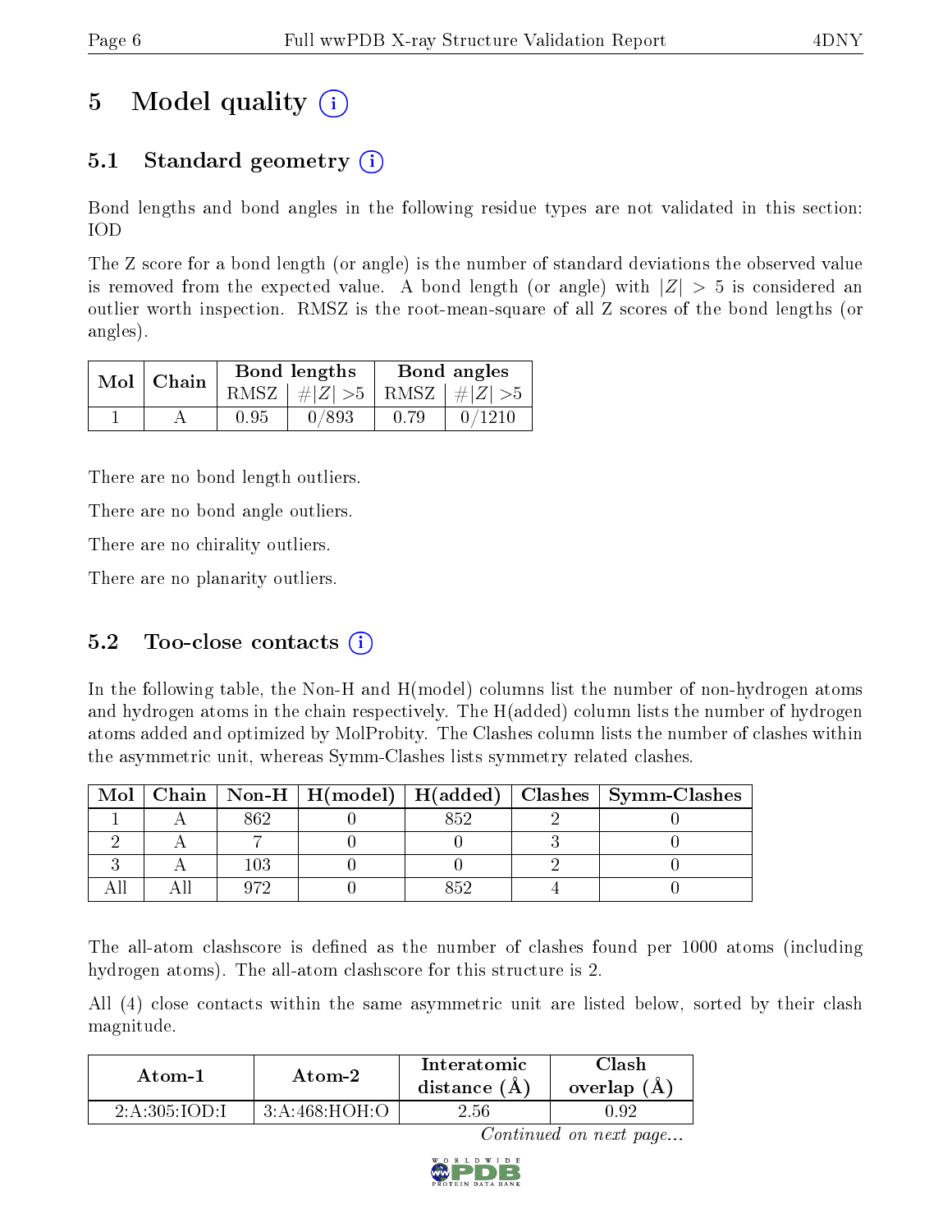# 5 Model quality (i)

## 5.1 Standard geometry (i)

Bond lengths and bond angles in the following residue types are not validated in this section: IOD

The Z score for a bond length (or angle) is the number of standard deviations the observed value is removed from the expected value. A bond length (or angle) with $|Z| > 5$ is considered an outlier worth inspection. RMSZ is the root-mean-square of all Z scores of the bond lengths (or angles).

| Mol | Chain | Bond lengths | | Bond angles | |
|---|---|---|---|---|---|
| | | RMSZ | $\#\|Z\| > 5$ | RMSZ | $\#\|Z\| > 5$ |
| 1 | A | 0.95 | 0/893 | 0.79 | 0/1210 |

There are no bond length outliers.

There are no bond angle outliers.

There are no chirality outliers.

There are no planarity outliers.

## 5.2 Too-close contacts (i)

In the following table, the Non-H and H(model) columns list the number of non-hydrogen atoms and hydrogen atoms in the chain respectively. The H(added) column lists the number of hydrogen atoms added and optimized by MolProbity. The Clashes column lists the number of clashes within the asymmetric unit, whereas Symm-Clashes lists symmetry related clashes.

| Mol | Chain | Non-H | H(model) | H(added) | Clashes | Symm-Clashes |
|---|---|---|---|---|---|---|
| 1 | A | 862 | 0 | 852 | 2 | 0 |
| 2 | A | 7 | 0 | 0 | 3 | 0 |
| 3 | A | 103 | 0 | 0 | 2 | 0 |
| All | All | 972 | 0 | 852 | 4 | 0 |

The all-atom clashscore is defined as the number of clashes found per 1000 atoms (including hydrogen atoms). The all-atom clashscore for this structure is 2.

All (4) close contacts within the same asymmetric unit are listed below, sorted by their clash magnitude.

| Atom-1 | Atom-2 | Interatomic distance (Å) | Clash overlap (Å) |
|---|---|---|---|
| 2:A:305:IOD:I | 3:A:468:HOH:O | 2.56 | 0.92 |

*Continued on next page...*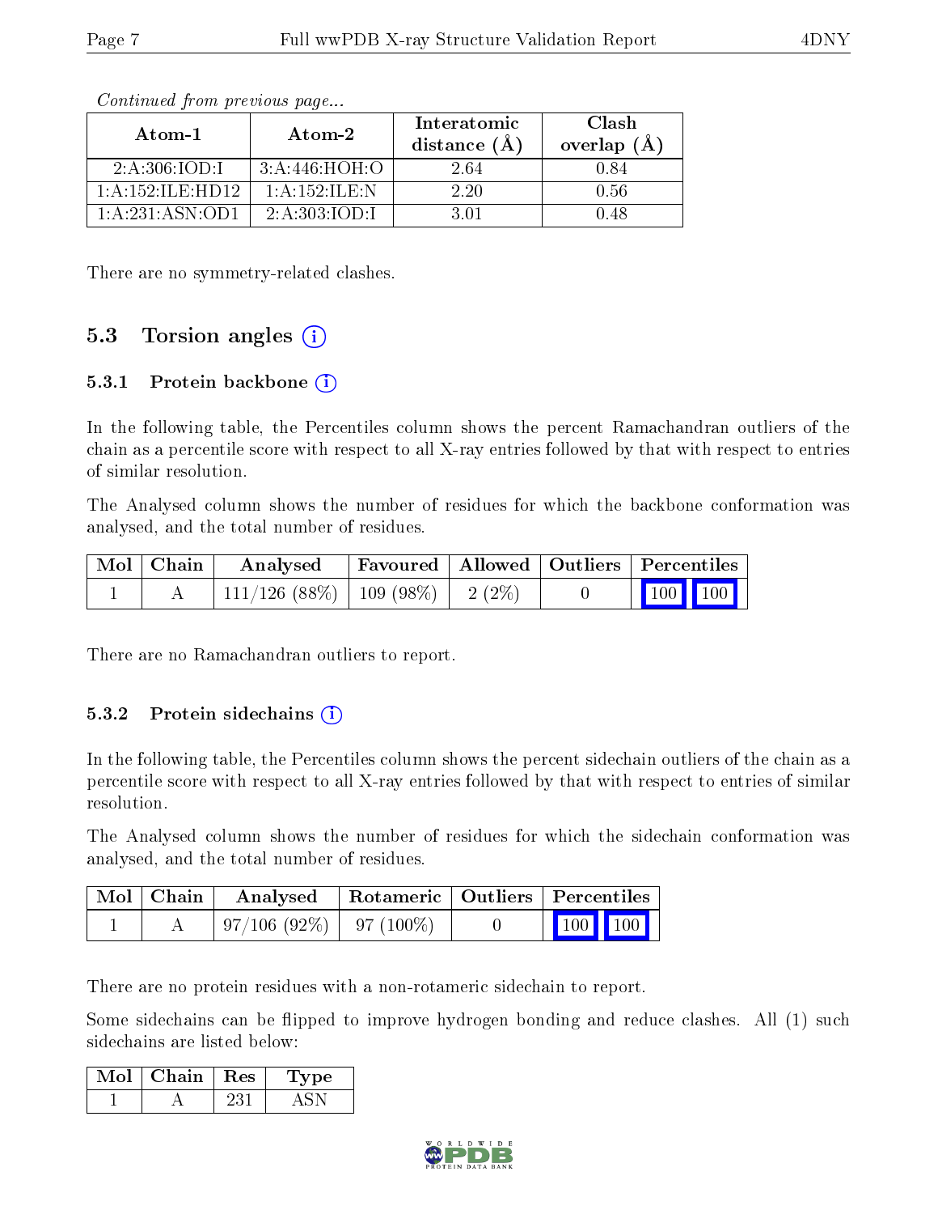*Continued from previous page...*

| Atom-1 | Atom-2 | Interatomic distance (Å) | Clash overlap (Å) |
|---|---|---|---|
| 2:A:306:IOD:I | 3:A:446:HOH:O | 2.64 | 0.84 |
| 1:A:152:ILE:HD12 | 1:A:152:ILE:N | 2.20 | 0.56 |
| 1:A:231:ASN:OD1 | 2:A:303:IOD:I | 3.01 | 0.48 |

There are no symmetry-related clashes.

## 5.3 Torsion angles

### 5.3.1 Protein backbone

In the following table, the Percentiles column shows the percent Ramachandran outliers of the chain as a percentile score with respect to all X-ray entries followed by that with respect to entries of similar resolution.

The Analysed column shows the number of residues for which the backbone conformation was analysed, and the total number of residues.

| Mol | Chain | Analysed | Favoured | Allowed | Outliers | Percentiles | |
|---|---|---|---|---|---|---|---|
| 1 | A | 111/126 (88%) | 109 (98%) | 2 (2%) | 0 | 100 | 100 |

There are no Ramachandran outliers to report.

### 5.3.2 Protein sidechains

In the following table, the Percentiles column shows the percent sidechain outliers of the chain as a percentile score with respect to all X-ray entries followed by that with respect to entries of similar resolution.

The Analysed column shows the number of residues for which the sidechain conformation was analysed, and the total number of residues.

| Mol | Chain | Analysed | Rotameric | Outliers | Percentiles | |
|---|---|---|---|---|---|---|
| 1 | A | 97/106 (92%) | 97 (100%) | 0 | 100 | 100 |

There are no protein residues with a non-rotameric sidechain to report.

Some sidechains can be flipped to improve hydrogen bonding and reduce clashes. All (1) such sidechains are listed below:

| Mol | Chain | Res | Type |
|---|---|---|---|
| 1 | A | 231 | ASN |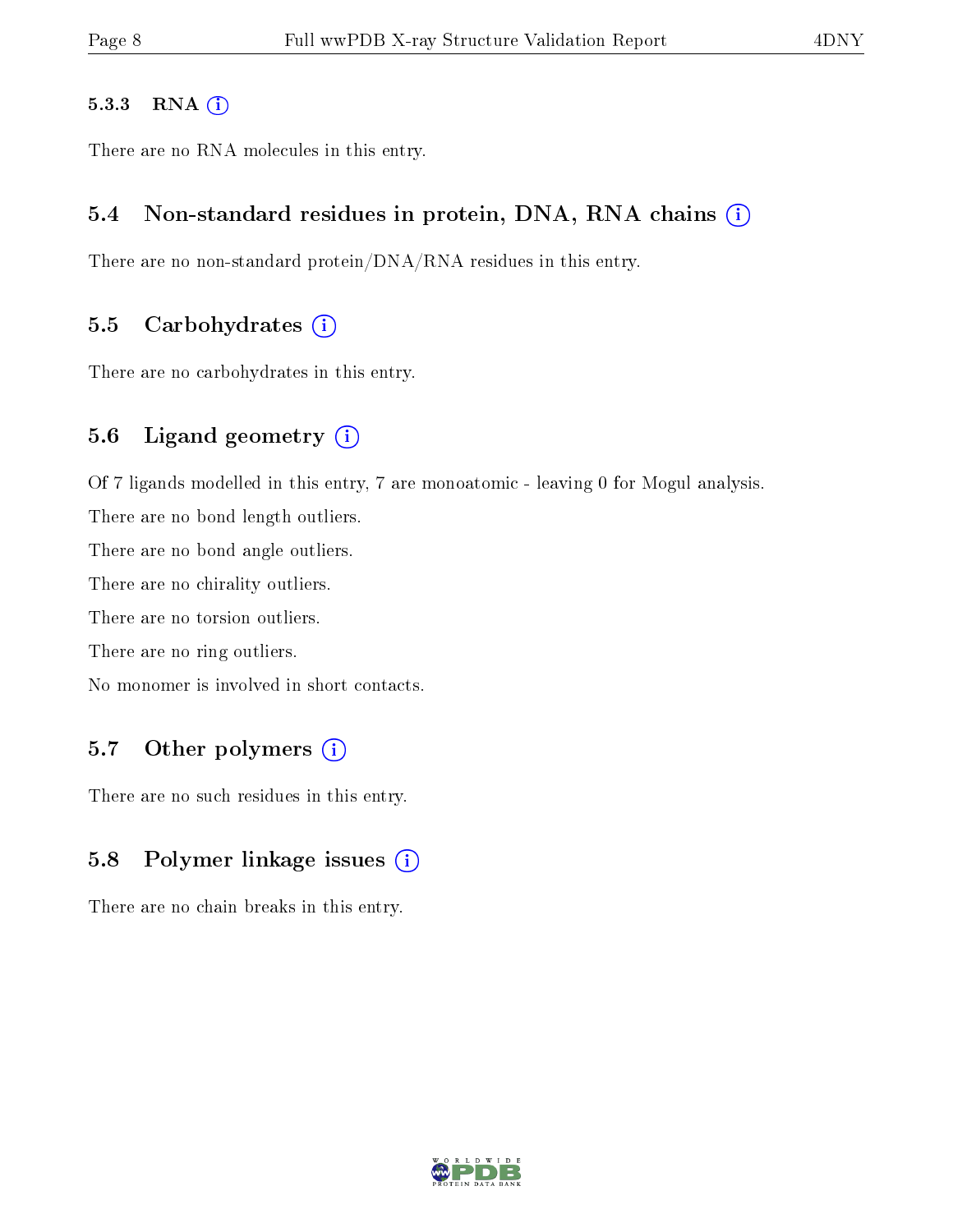#### 5.3.3 RNA

There are no RNA molecules in this entry.

### 5.4 Non-standard residues in protein, DNA, RNA chains

There are no non-standard protein/DNA/RNA residues in this entry.

### 5.5 Carbohydrates

There are no carbohydrates in this entry.

### 5.6 Ligand geometry

Of 7 ligands modelled in this entry, 7 are monoatomic - leaving 0 for Mogul analysis.

There are no bond length outliers.

There are no bond angle outliers.

There are no chirality outliers.

There are no torsion outliers.

There are no ring outliers.

No monomer is involved in short contacts.

### 5.7 Other polymers

There are no such residues in this entry.

### 5.8 Polymer linkage issues

There are no chain breaks in this entry.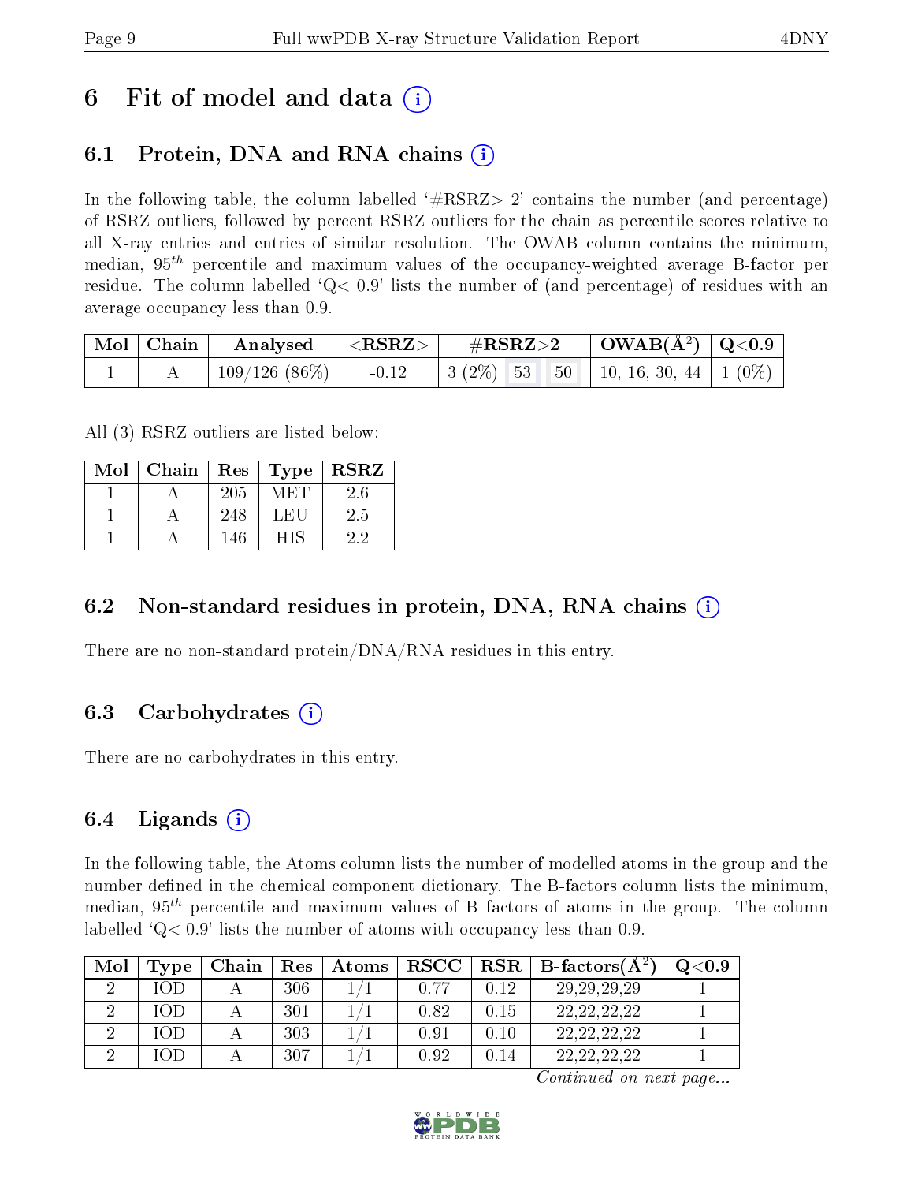# 6 Fit of model and data

## 6.1 Protein, DNA and RNA chains

In the following table, the column labelled '#RSRZ> 2' contains the number (and percentage) of RSRZ outliers, followed by percent RSRZ outliers for the chain as percentile scores relative to all X-ray entries and entries of similar resolution. The OWAB column contains the minimum, median, $95^{th}$ percentile and maximum values of the occupancy-weighted average B-factor per residue. The column labelled 'Q< 0.9' lists the number of (and percentage) of residues with an average occupancy less than 0.9.

| Mol | Chain | Analysed | <RSRZ> | #RSRZ>2 | | | OWAB(Å$^2$) | Q<0.9 |
|---|---|---|---|---|---|---|---|---|
| 1 | A | 109/126 (86%) | -0.12 | 3 (2%) | 53 | 50 | 10, 16, 30, 44 | 1 (0%) |

All (3) RSRZ outliers are listed below:

| Mol | Chain | Res | Type | RSRZ |
|---|---|---|---|---|
| 1 | A | 205 | MET | 2.6 |
| 1 | A | 248 | LEU | 2.5 |
| 1 | A | 146 | HIS | 2.2 |

## 6.2 Non-standard residues in protein, DNA, RNA chains

There are no non-standard protein/DNA/RNA residues in this entry.

## 6.3 Carbohydrates

There are no carbohydrates in this entry.

## 6.4 Ligands

In the following table, the Atoms column lists the number of modelled atoms in the group and the number defined in the chemical component dictionary. The B-factors column lists the minimum, median, $95^{th}$ percentile and maximum values of B factors of atoms in the group. The column labelled 'Q< 0.9' lists the number of atoms with occupancy less than 0.9.

| Mol | Type | Chain | Res | Atoms | RSCC | RSR | B-factors(Å$^2$) | Q<0.9 |
|---|---|---|---|---|---|---|---|---|
| 2 | IOD | A | 306 | 1/1 | 0.77 | 0.12 | 29,29,29,29 | 1 |
| 2 | IOD | A | 301 | 1/1 | 0.82 | 0.15 | 22,22,22,22 | 1 |
| 2 | IOD | A | 303 | 1/1 | 0.91 | 0.10 | 22,22,22,22 | 1 |
| 2 | IOD | A | 307 | 1/1 | 0.92 | 0.14 | 22,22,22,22 | 1 |

*Continued on next page...*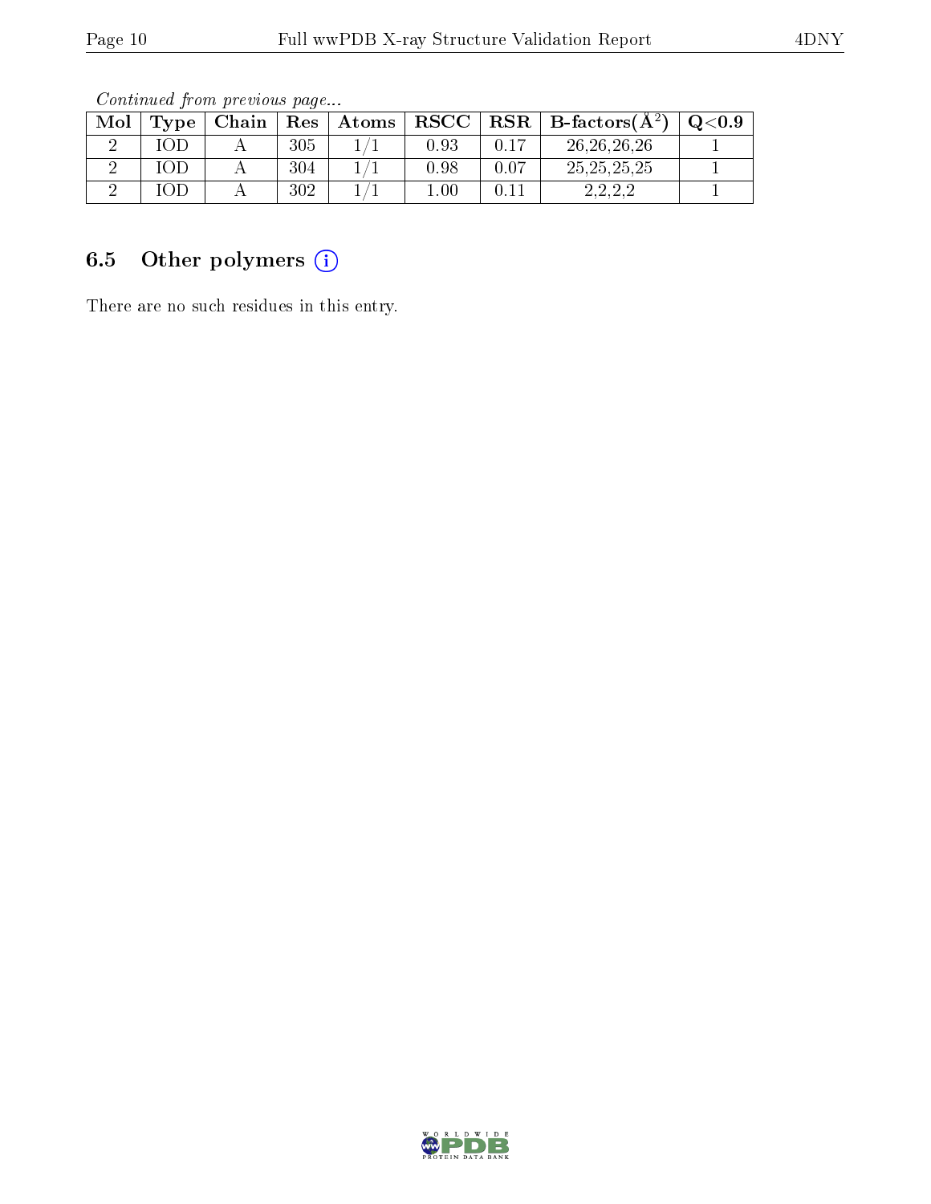*Continued from previous page...*

| Mol | Type | Chain | Res | Atoms | RSCC | RSR | B-factors($Å^2$) | Q<0.9 |
|---|---|---|---|---|---|---|---|---|
| 2 | IOD | A | 305 | 1/1 | 0.93 | 0.17 | 26,26,26,26 | 1 |
| 2 | IOD | A | 304 | 1/1 | 0.98 | 0.07 | 25,25,25,25 | 1 |
| 2 | IOD | A | 302 | 1/1 | 1.00 | 0.11 | 2,2,2,2 | 1 |

### 6.5 Other polymers (i)

There are no such residues in this entry.